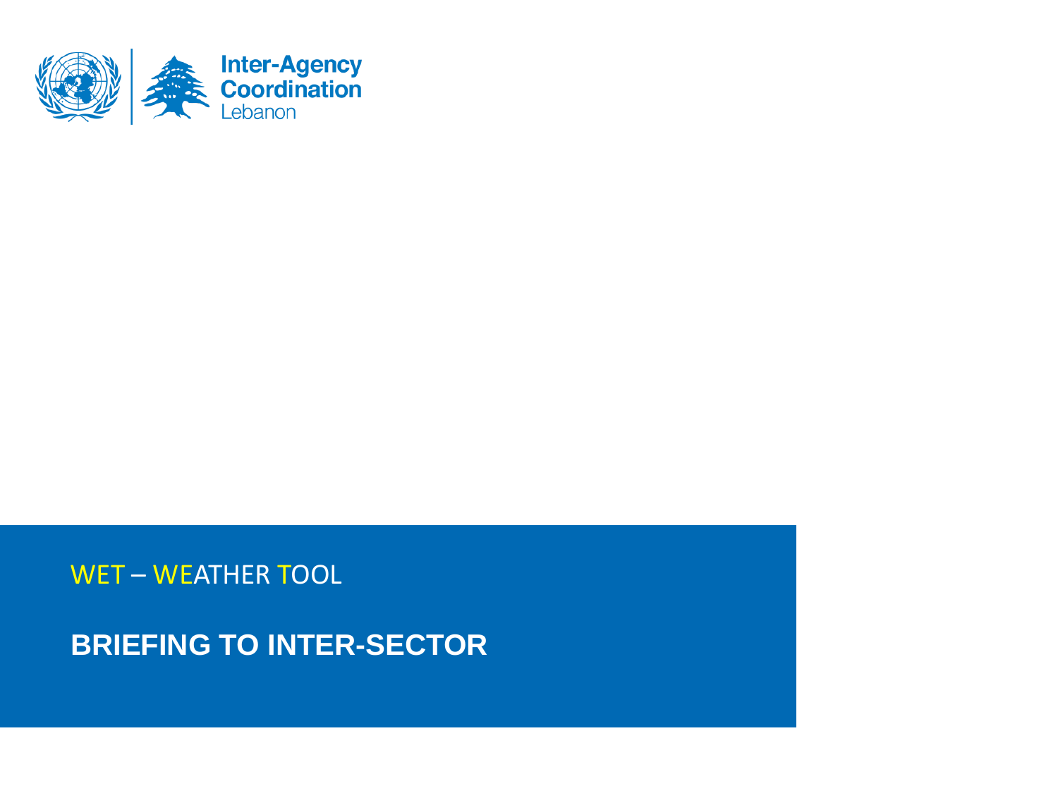Inter-Agency Coordination Lebanon

# WET – WEATHER TOOL

## BRIEFING TO INTER-SECTOR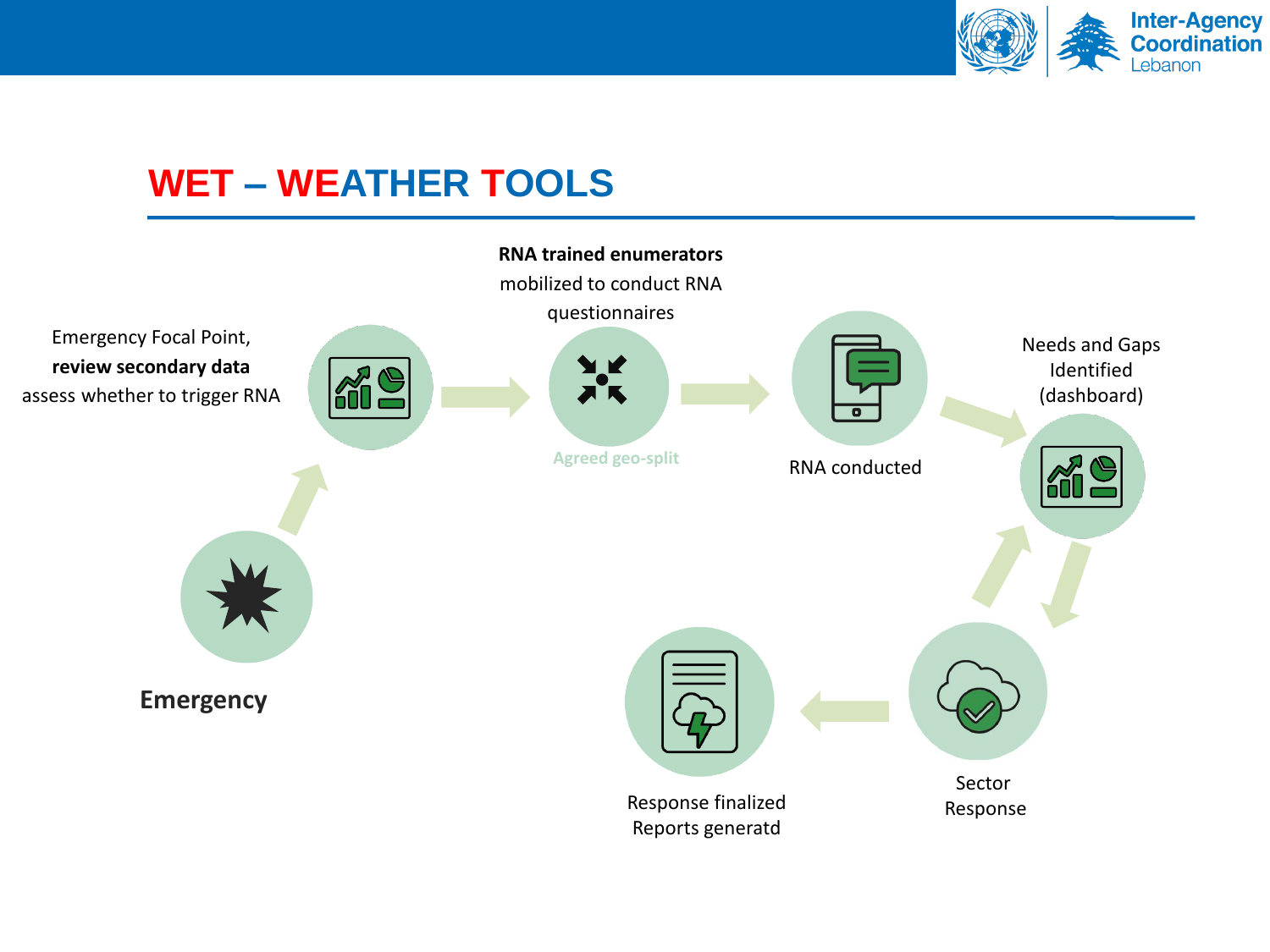# WET – WEATHER TOOLS

Emergency Focal Point, **review secondary data** assess whether to trigger RNA

**RNA trained enumerators** mobilized to conduct RNA questionnaires

Agreed geo-split

RNA conducted

Needs and Gaps Identified (dashboard)

**Emergency**

Sector Response

Response finalized Reports generatd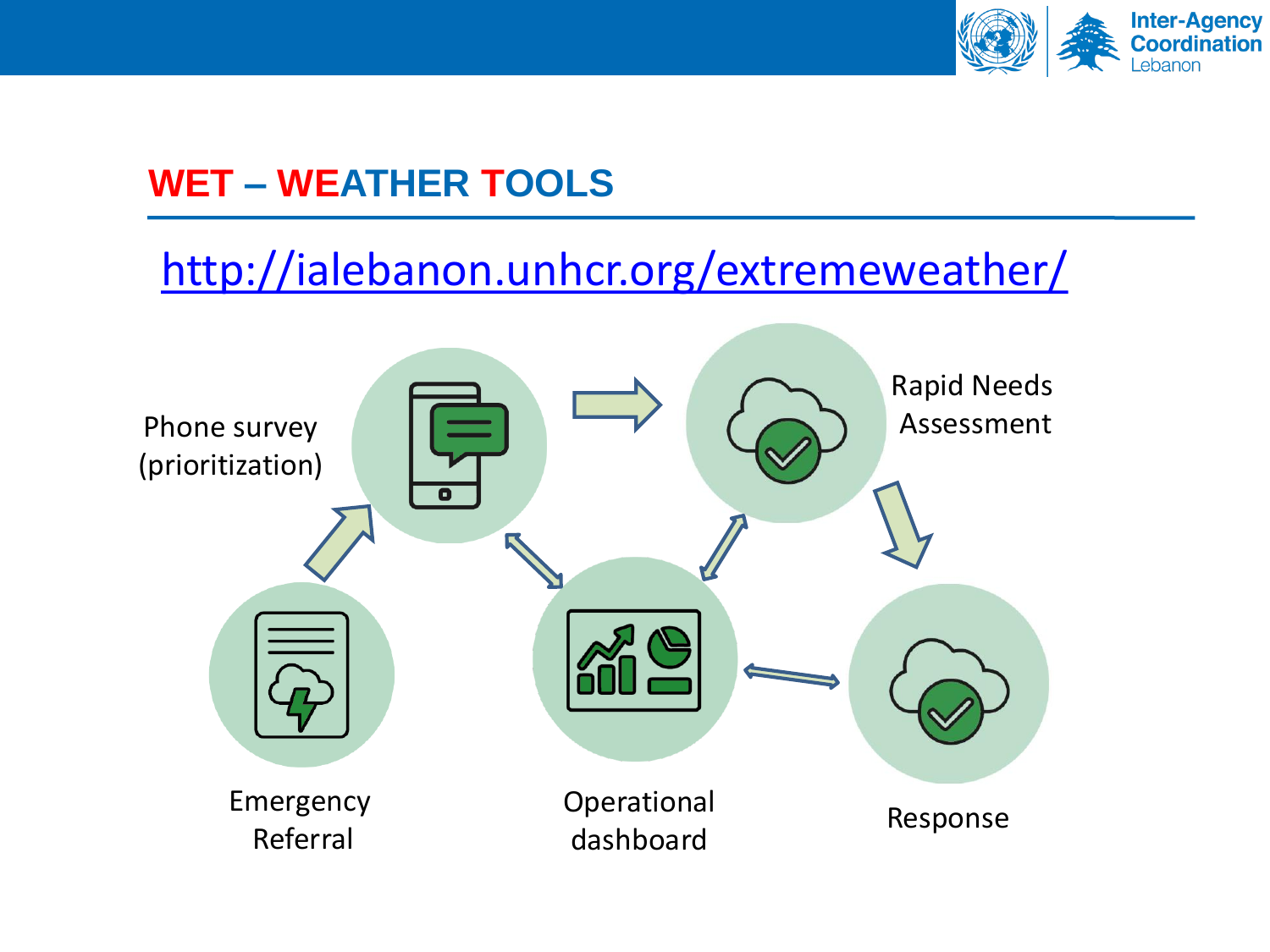## WET – WEATHER TOOLS

http://ialebanon.unhcr.org/extremeweather/

Phone survey (prioritization)

Rapid Needs Assessment

Emergency Referral

Operational dashboard

Response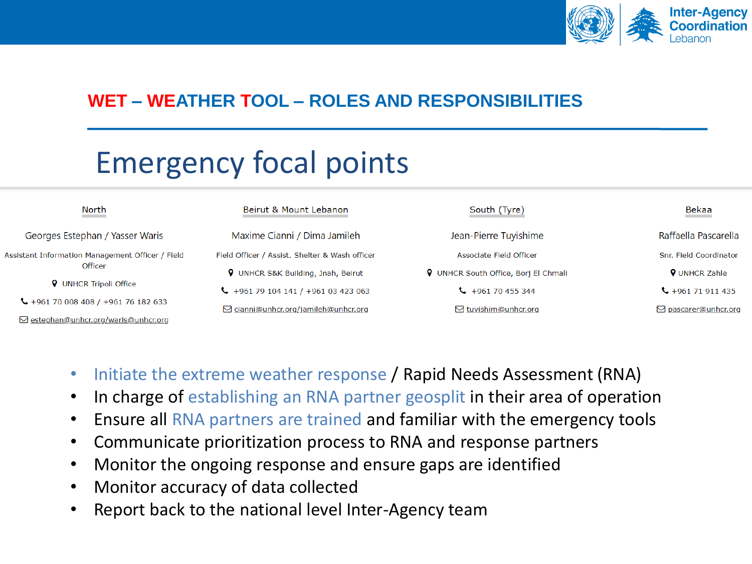Inter-Agency Coordination Lebanon

## WET – WEATHER TOOL – ROLES AND RESPONSIBILITIES

# Emergency focal points

| North | Beirut & Mount Lebanon | South (Tyre) | Bekaa |
|---|---|---|---|
| Georges Estephan / Yasser Waris | Maxime Cianni / Dima Jamileh | Jean-Pierre Tuyishime | Raffaella Pascarella |
| Assistant Information Management Officer / Field Officer | Field Officer / Assist. Shelter & Wash officer | Associate Field Officer | Snr. Field Coordinator |
| UNHCR Tripoli Office | UNHCR S&K Building, Jnah, Beirut | UNHCR South Office, Borj El Chmali | UNHCR Zahle |
| +961 70 008 408 / +961 76 182 633 | +961 79 104 141 / +961 03 423 063 | +961 70 455 344 | +961 71 911 435 |
| estephan@unhcr.org/waris@unhcr.org | cianni@unhcr.org/jamileh@unhcr.org | tuyishim@unhcr.org | pascarer@unhcr.org |

- Initiate the extreme weather response / Rapid Needs Assessment (RNA)
- In charge of establishing an RNA partner geosplit in their area of operation
- Ensure all RNA partners are trained and familiar with the emergency tools
- Communicate prioritization process to RNA and response partners
- Monitor the ongoing response and ensure gaps are identified
- Monitor accuracy of data collected
- Report back to the national level Inter-Agency team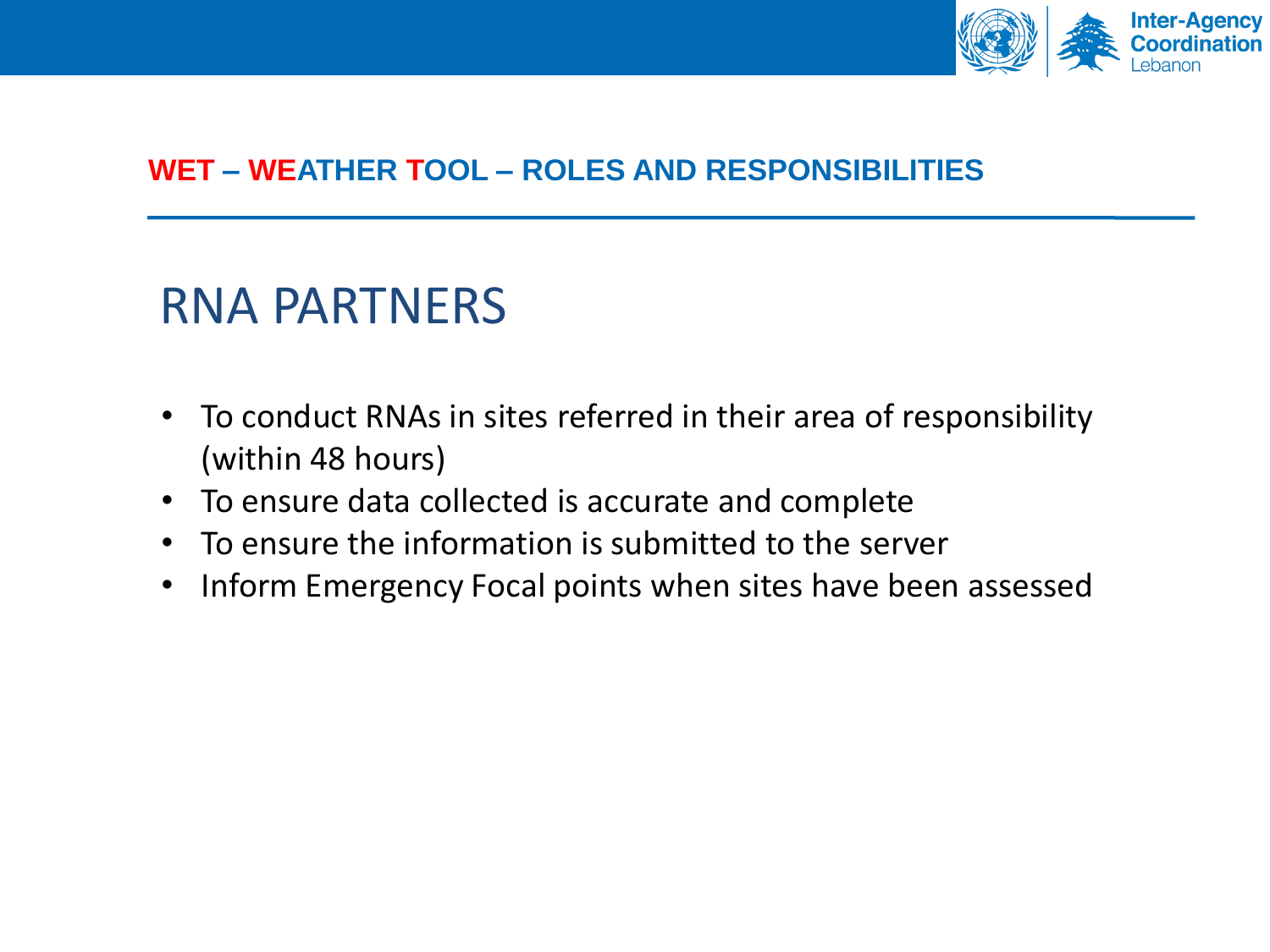**WET – WEATHER TOOL – ROLES AND RESPONSIBILITIES**

# RNA PARTNERS

- To conduct RNAs in sites referred in their area of responsibility (within 48 hours)
- To ensure data collected is accurate and complete
- To ensure the information is submitted to the server
- Inform Emergency Focal points when sites have been assessed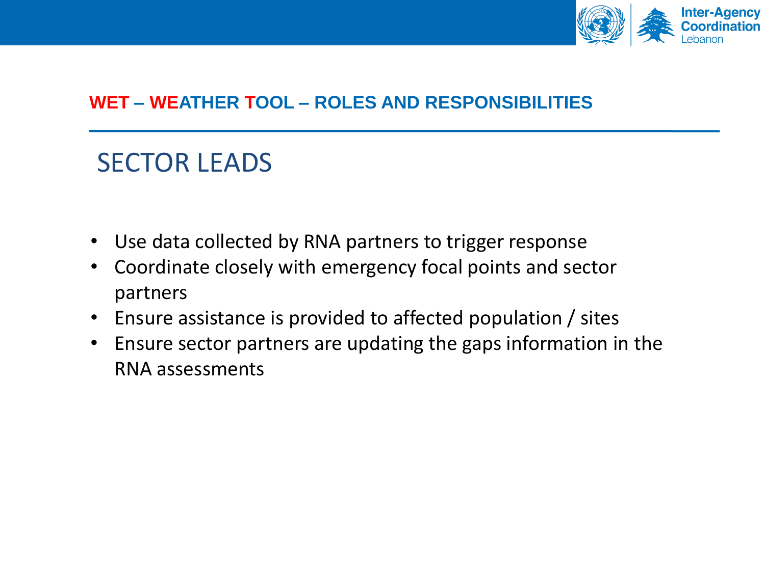## WET – WEATHER TOOL – ROLES AND RESPONSIBILITIES

# SECTOR LEADS

- Use data collected by RNA partners to trigger response
- Coordinate closely with emergency focal points and sector partners
- Ensure assistance is provided to affected population / sites
- Ensure sector partners are updating the gaps information in the RNA assessments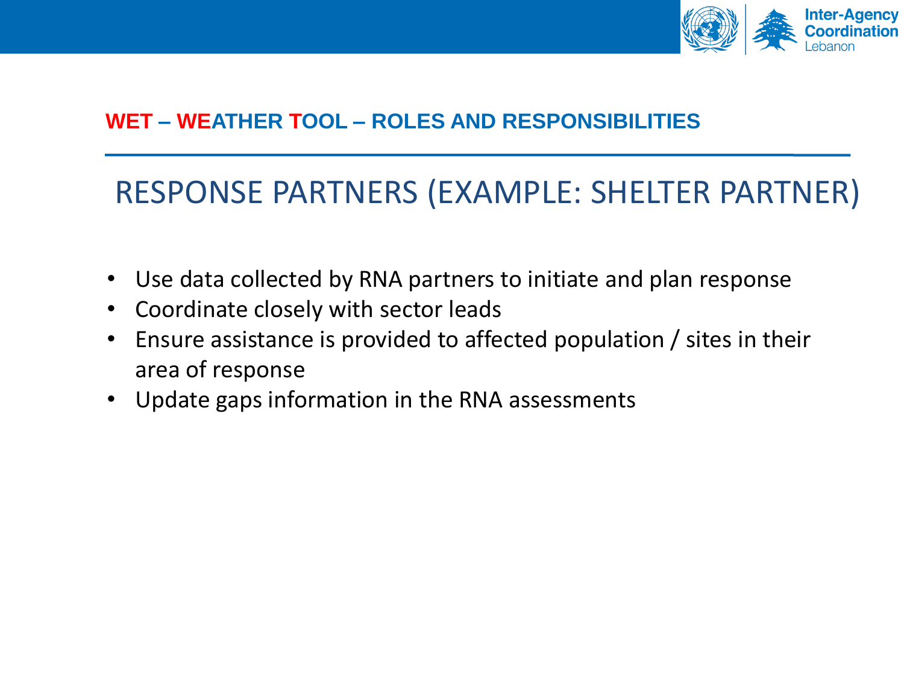## WET – WEATHER TOOL – ROLES AND RESPONSIBILITIES

# RESPONSE PARTNERS (EXAMPLE: SHELTER PARTNER)

- Use data collected by RNA partners to initiate and plan response
- Coordinate closely with sector leads
- Ensure assistance is provided to affected population / sites in their area of response
- Update gaps information in the RNA assessments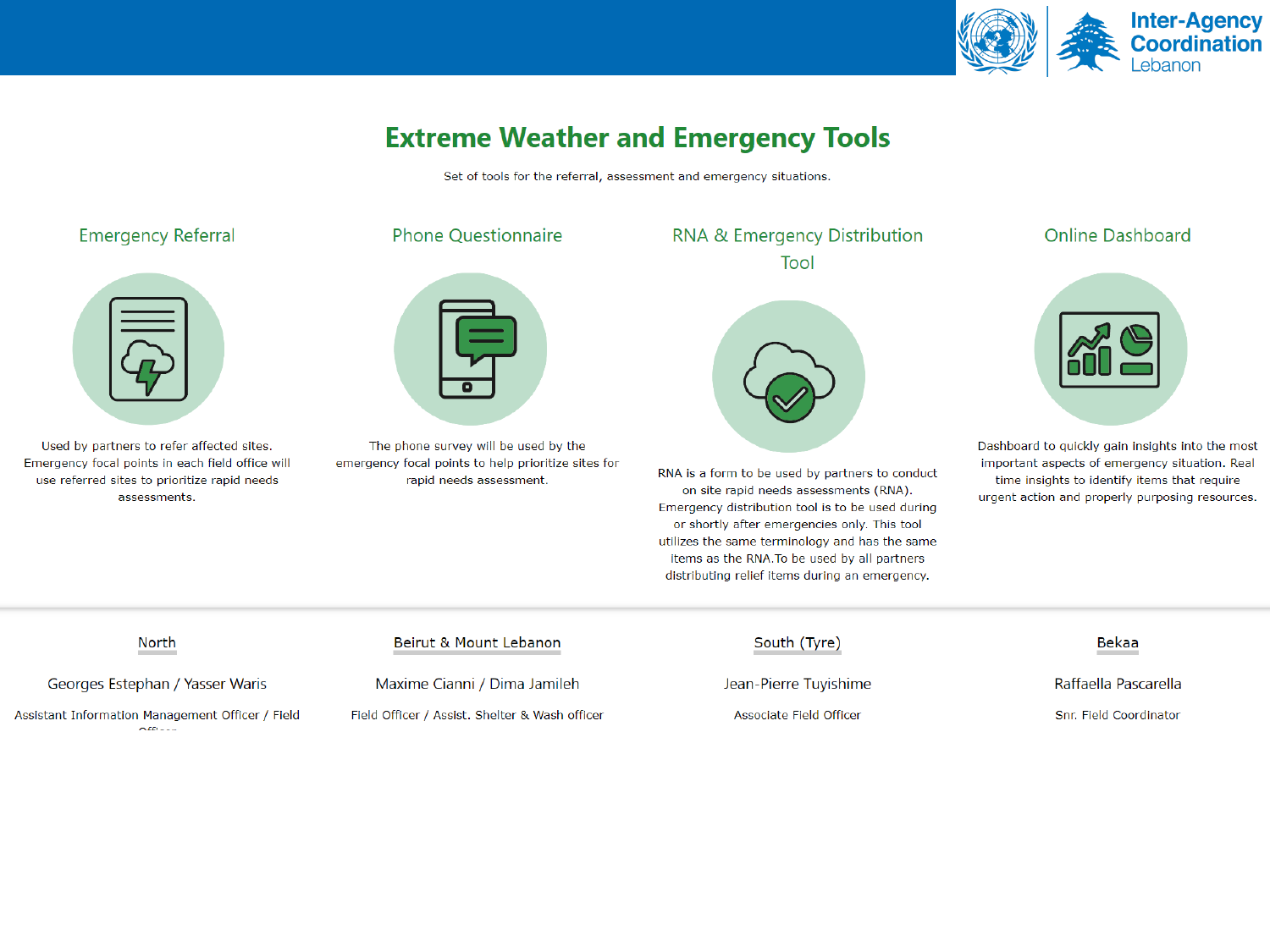# Extreme Weather and Emergency Tools

Set of tools for the referral, assessment and emergency situations.

## Emergency Referral

Used by partners to refer affected sites. Emergency focal points in each field office will use referred sites to prioritize rapid needs assessments.

## Phone Questionnaire

The phone survey will be used by the emergency focal points to help prioritize sites for rapid needs assessment.

## RNA & Emergency Distribution Tool

RNA is a form to be used by partners to conduct on site rapid needs assessments (RNA). Emergency distribution tool is to be used during or shortly after emergencies only. This tool utilizes the same terminology and has the same items as the RNA.To be used by all partners distributing relief items during an emergency.

## Online Dashboard

Dashboard to quickly gain insights into the most important aspects of emergency situation. Real time insights to identify items that require urgent action and properly purposing resources.

---

### North

Georges Estephan / Yasser Waris

Assistant Information Management Officer / Field Officer

### Beirut & Mount Lebanon

Maxime Cianni / Dima Jamileh

Field Officer / Assist. Shelter & Wash officer

### South (Tyre)

Jean-Pierre Tuyishime

Associate Field Officer

### Bekaa

Raffaella Pascarella

Snr. Field Coordinator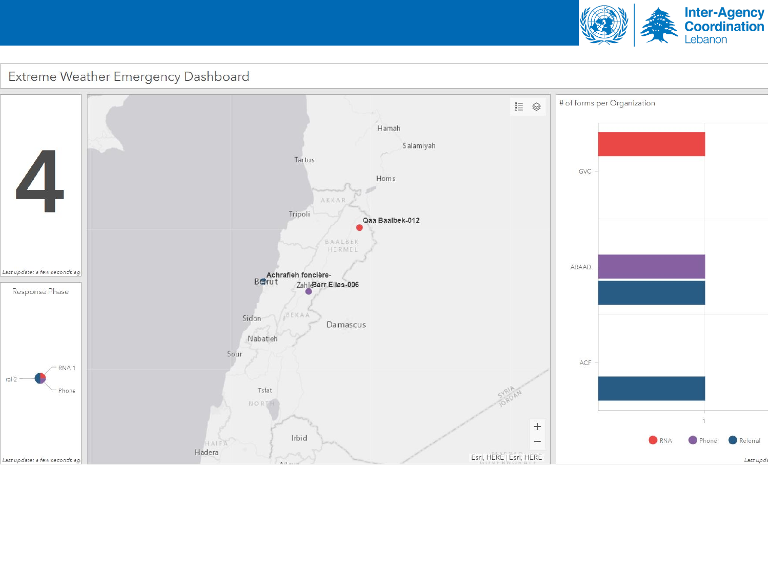Inter-Agency Coordination Lebanon

# Extreme Weather Emergency Dashboard

4

*Last update: a few seconds ag*

Response Phase

ral 2

RNA 1

Phone

*Last update: a few seconds ag*

Hamah

Salamiyah

Tartus

Homs

AKKAR

Tripoli

Qaa Baalbek-012

BAALBEK HERMEL

Achrafieh foncière-

Beirut

Zahle

Barr Elias-006

Sidon

BEKAA

Damascus

Nabatieh

Sour

Tsfat

NORTH

SYRIA JORDAN

HAIFA

Hadera

Irbid

Esri, HERE | Esri, HERE

# of forms per Organization

GVC

ABAAD

ACF

1

RNA

Phone

Referral

*Last upd*